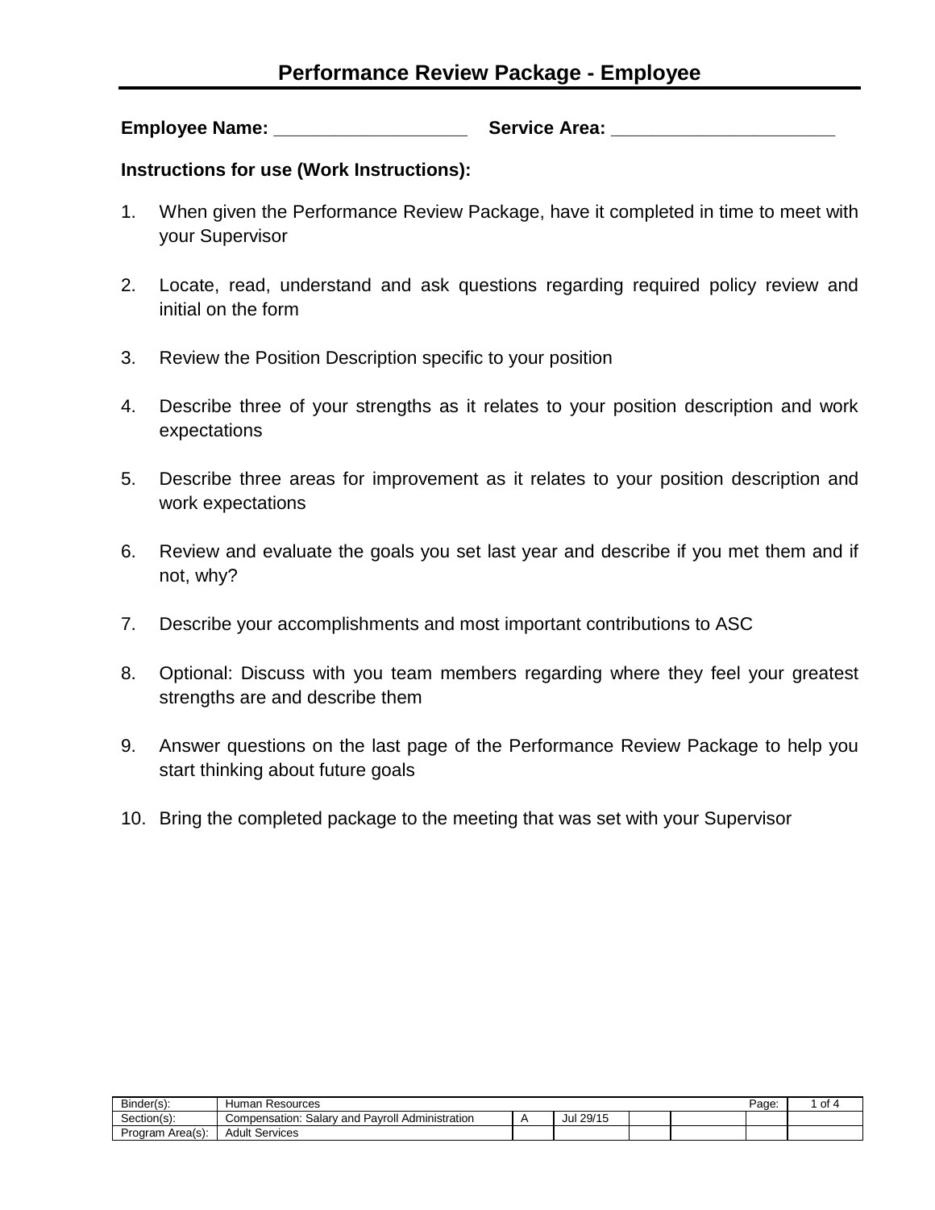# Performance Review Package - Employee

**Employee Name: ___________________ Service Area: ______________________**

**Instructions for use (Work Instructions):**

1. When given the Performance Review Package, have it completed in time to meet with your Supervisor
2. Locate, read, understand and ask questions regarding required policy review and initial on the form
3. Review the Position Description specific to your position
4. Describe three of your strengths as it relates to your position description and work expectations
5. Describe three areas for improvement as it relates to your position description and work expectations
6. Review and evaluate the goals you set last year and describe if you met them and if not, why?
7. Describe your accomplishments and most important contributions to ASC
8. Optional: Discuss with you team members regarding where they feel your greatest strengths are and describe them
9. Answer questions on the last page of the Performance Review Package to help you start thinking about future goals
10. Bring the completed package to the meeting that was set with your Supervisor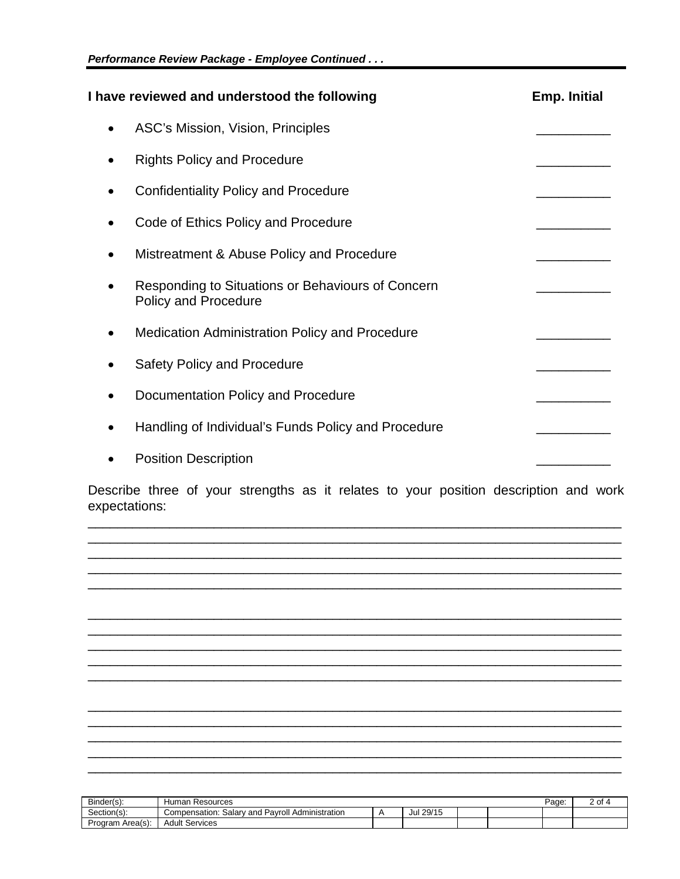| I have reviewed and understood the following | Emp. Initial |
|---|---|
| • ASC's Mission, Vision, Principles | __________ |
| • Rights Policy and Procedure | __________ |
| • Confidentiality Policy and Procedure | __________ |
| • Code of Ethics Policy and Procedure | __________ |
| • Mistreatment & Abuse Policy and Procedure | __________ |
| • Responding to Situations or Behaviours of Concern Policy and Procedure | __________ |
| • Medication Administration Policy and Procedure | __________ |
| • Safety Policy and Procedure | __________ |
| • Documentation Policy and Procedure | __________ |
| • Handling of Individual's Funds Policy and Procedure | __________ |
| • Position Description | __________ |

Describe three of your strengths as it relates to your position description and work expectations:

________________________________________________________________________
________________________________________________________________________
________________________________________________________________________
________________________________________________________________________
________________________________________________________________________

________________________________________________________________________
________________________________________________________________________
________________________________________________________________________
________________________________________________________________________
________________________________________________________________________

________________________________________________________________________
________________________________________________________________________
________________________________________________________________________
________________________________________________________________________
________________________________________________________________________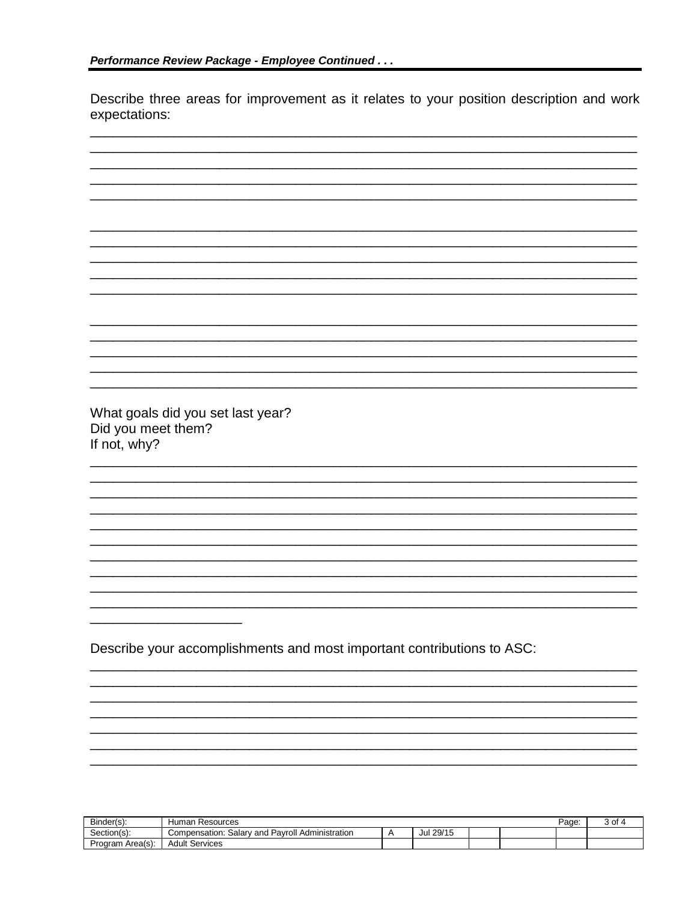*Performance Review Package - Employee Continued . . .*

Describe three areas for improvement as it relates to your position description and work expectations:

_______________________________________________________________________________
_______________________________________________________________________________
_______________________________________________________________________________
_______________________________________________________________________________
_______________________________________________________________________________

_______________________________________________________________________________
_______________________________________________________________________________
_______________________________________________________________________________
_______________________________________________________________________________
_______________________________________________________________________________

_______________________________________________________________________________
_______________________________________________________________________________
_______________________________________________________________________________
_______________________________________________________________________________
_______________________________________________________________________________

What goals did you set last year?
Did you meet them?
If not, why?

_______________________________________________________________________________
_______________________________________________________________________________
_______________________________________________________________________________
_______________________________________________________________________________
_______________________________________________________________________________
_______________________________________________________________________________
_______________________________________________________________________________
_______________________________________________________________________________
_______________________________________________________________________________
_______________________________________________________________________________
______________________

Describe your accomplishments and most important contributions to ASC:

_______________________________________________________________________________
_______________________________________________________________________________
_______________________________________________________________________________
_______________________________________________________________________________
_______________________________________________________________________________
_______________________________________________________________________________
_______________________________________________________________________________

| Binder(s): | Human Resources | | | | | Page: | 3 of 4 |
|---|---|---|---|---|---|---|---|
| Section(s): | Compensation: Salary and Payroll Administration | A | Jul 29/15 | | | | |
| Program Area(s): | Adult Services | | | | | | |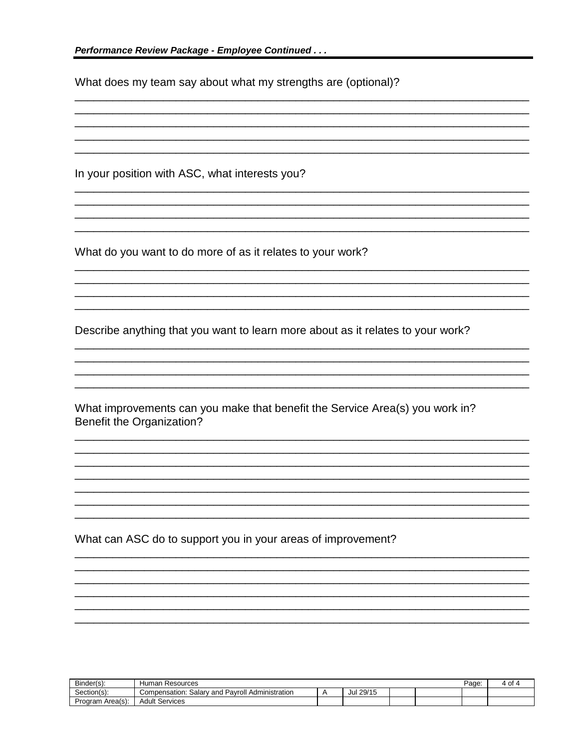What does my team say about what my strengths are (optional)?

________________________________________________________________________________
________________________________________________________________________________
________________________________________________________________________________
________________________________________________________________________________
________________________________________________________________________________

In your position with ASC, what interests you?

________________________________________________________________________________
________________________________________________________________________________
________________________________________________________________________________
________________________________________________________________________________

What do you want to do more of as it relates to your work?

________________________________________________________________________________
________________________________________________________________________________
________________________________________________________________________________
________________________________________________________________________________

Describe anything that you want to learn more about as it relates to your work?

________________________________________________________________________________
________________________________________________________________________________
________________________________________________________________________________
________________________________________________________________________________

What improvements can you make that benefit the Service Area(s) you work in? Benefit the Organization?

________________________________________________________________________________
________________________________________________________________________________
________________________________________________________________________________
________________________________________________________________________________
________________________________________________________________________________
________________________________________________________________________________
________________________________________________________________________________

What can ASC do to support you in your areas of improvement?

________________________________________________________________________________
________________________________________________________________________________
________________________________________________________________________________
________________________________________________________________________________
________________________________________________________________________________
________________________________________________________________________________